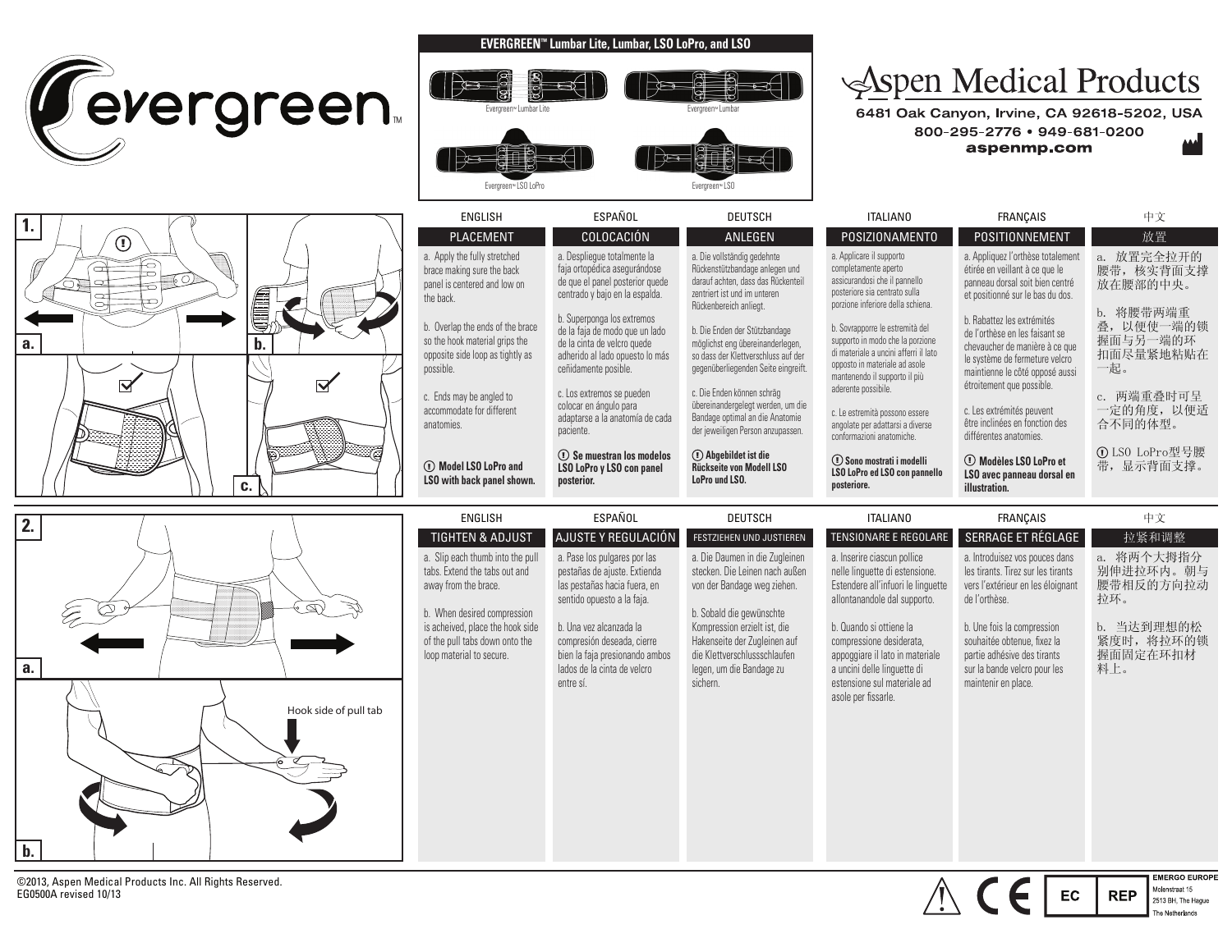# evergreen™

**EVERGREEN™ Lumbar Lite, Lumbar, LSO LoPro, and LSO**

Evergreen™ Lumbar Lite

Evergreen™ Lumbar

Evergreen™ LSO LoPro

Evergreen™ LSO

## Aspen Medical Products

6481 Oak Canyon, Irvine, CA 92618-5202, USA

800-295-2776 • 949-681-0200

aspenmp.com

## 1.

### ENGLISH — PLACEMENT

a. Apply the fully stretched brace making sure the back panel is centered and low on the back.

b. Overlap the ends of the brace so the hook material grips the opposite side loop as tightly as possible.

c. Ends may be angled to accommodate for different anatomies.

**ⓘ Model LSO LoPro and LSO with back panel shown.**

### ESPAÑOL — COLOCACIÓN

a. Despliegue totalmente la faja ortopédica asegurándose de que el panel posterior quede centrado y bajo en la espalda.

b. Superponga los extremos de la faja de modo que un lado de la cinta de velcro quede adherido al lado opuesto lo más ceñidamente posible.

c. Los extremos se pueden colocar en ángulo para adaptarse a la anatomía de cada paciente.

**ⓘ Se muestran los modelos LSO LoPro y LSO con panel posterior.**

### DEUTSCH — ANLEGEN

a. Die vollständig gedehnte Rückenstützbandage anlegen und darauf achten, dass das Rückenteil zentriert ist und im unteren Rückenbereich anliegt.

b. Die Enden der Stützbandage möglichst eng übereinanderlegen, so dass der Klettverschluss auf der gegenüberliegenden Seite eingreift.

c. Die Enden können schräg übereinandergelegt werden, um die Bandage optimal an die Anatomie der jeweiligen Person anzupassen.

**ⓘ Abgebildet ist die Rückseite von Modell LSO LoPro und LSO.**

### ITALIANO — POSIZIONAMENTO

a. Applicare il supporto completamente aperto assicurandosi che il pannello posteriore sia centrato sulla porzione inferiore della schiena.

b. Sovrapporre le estremità del supporto in modo che la porzione di materiale a uncini afferri il lato opposto in materiale ad asole mantenendo il supporto il più aderente possibile.

c. Le estremità possono essere angolate per adattarsi a diverse conformazioni anatomiche.

**ⓘ Sono mostrati i modelli LSO LoPro ed LSO con pannello posteriore.**

### FRANÇAIS — POSITIONNEMENT

a. Appliquez l'orthèse totalement étirée en veillant à ce que le panneau dorsal soit bien centré et positionné sur le bas du dos.

b. Rabattez les extrémités de l'orthèse en les faisant se chevaucher de manière à ce que le système de fermeture velcro maintienne le côté opposé aussi étroitement que possible.

c. Les extrémités peuvent être inclinées en fonction des différentes anatomies.

**ⓘ Modèles LSO LoPro et LSO avec panneau dorsal en illustration.**

### 中文 — 放置

a. 放置完全拉开的腰带，核实背面支撑放在腰部的中央。

b. 将腰带两端重叠，以便使一端的锁握面与另一端的环扣面尽量紧地粘贴在一起。

c. 两端重叠时可呈一定的角度，以便适合不同的体型。

ⓘ LSO LoPro型号腰带，显示背面支撑。

## 2.

Hook side of pull tab

### ENGLISH — TIGHTEN & ADJUST

a. Slip each thumb into the pull tabs. Extend the tabs out and away from the brace.

b. When desired compression is acheived, place the hook side of the pull tabs down onto the loop material to secure.

### ESPAÑOL — AJUSTE Y REGULACIÓN

a. Pase los pulgares por las pestañas de ajuste. Extienda las pestañas hacia fuera, en sentido opuesto a la faja.

b. Una vez alcanzada la compresión deseada, cierre bien la faja presionando ambos lados de la cinta de velcro entre sí.

### DEUTSCH — FESTZIEHEN UND JUSTIEREN

a. Die Daumen in die Zugleinen stecken. Die Leinen nach außen von der Bandage weg ziehen.

b. Sobald die gewünschte Kompression erzielt ist, die Hakenseite der Zugleinen auf die Klettverschlussschlaufen legen, um die Bandage zu sichern.

### ITALIANO — TENSIONARE E REGOLARE

a. Inserire ciascun pollice nelle linguette di estensione. Estendere all'infuori le linguette allontanandole dal supporto.

b. Quando si ottiene la compressione desiderata, appoggiare il lato in materiale a uncini delle linguette di estensione sul materiale ad asole per fissarle.

### FRANÇAIS — SERRAGE ET RÉGLAGE

a. Introduisez vos pouces dans les tirants. Tirez sur les tirants vers l'extérieur en les éloignant de l'orthèse.

b. Une fois la compression souhaitée obtenue, fixez la partie adhésive des tirants sur la bande velcro pour les maintenir en place.

### 中文 — 拉紧和调整

a. 将两个大拇指分别伸进拉环内。朝与腰带相反的方向拉动拉环。

b. 当达到理想的松紧度时，将拉环的锁握面固定在环扣材料上。

©2013, Aspen Medical Products Inc. All Rights Reserved.
EG0500A revised 10/13

EC REP — EMERGO EUROPE, Molenstraat 15, 2513 BH, The Hague, The Netherlands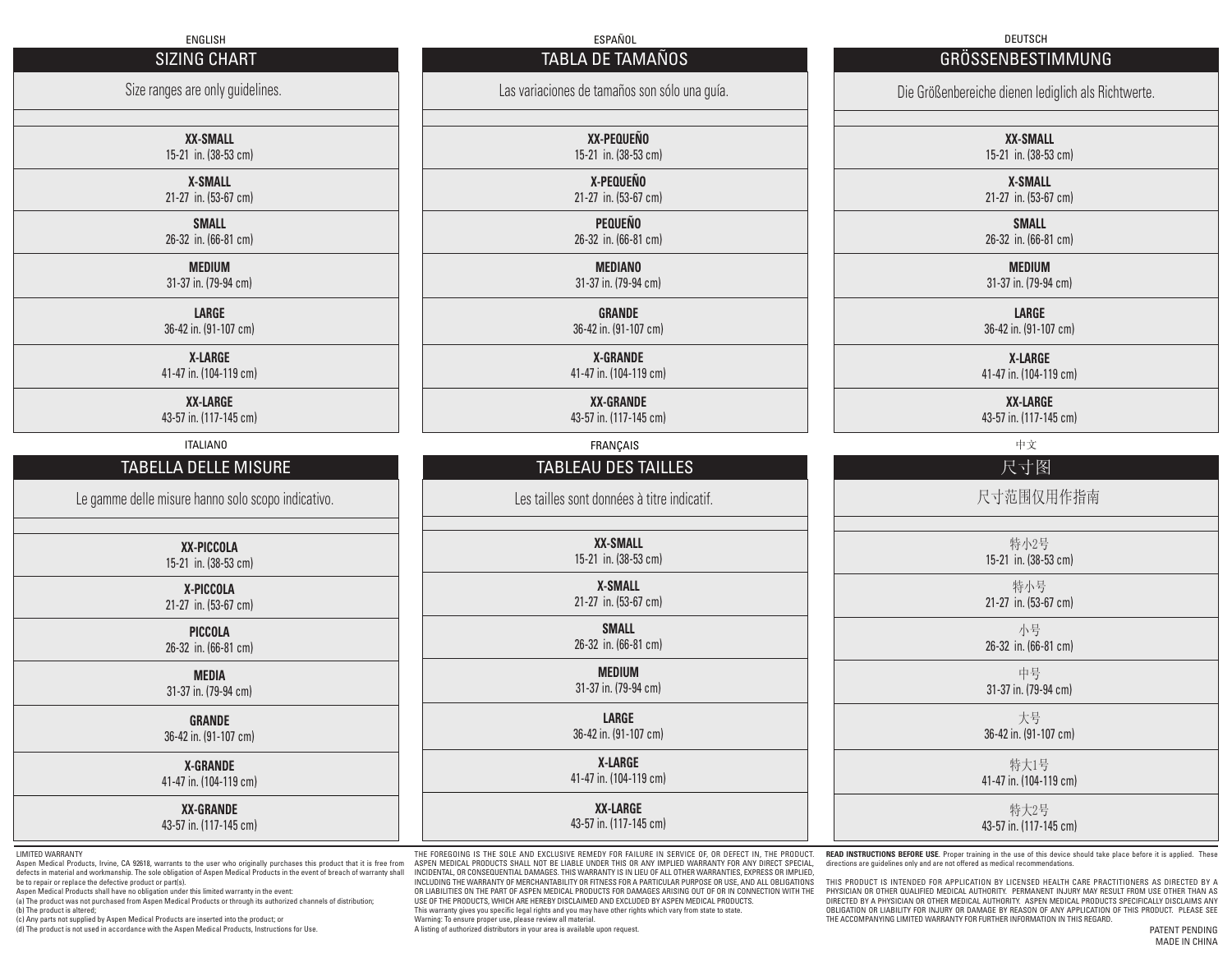ENGLISH

## SIZING CHART

Size ranges are only guidelines.

| |
|---|
| **XX-SMALL**<br>15-21 in. (38-53 cm) |
| **X-SMALL**<br>21-27 in. (53-67 cm) |
| **SMALL**<br>26-32 in. (66-81 cm) |
| **MEDIUM**<br>31-37 in. (79-94 cm) |
| **LARGE**<br>36-42 in. (91-107 cm) |
| **X-LARGE**<br>41-47 in. (104-119 cm) |
| **XX-LARGE**<br>43-57 in. (117-145 cm) |

ESPAÑOL

## TABLA DE TAMAÑOS

Las variaciones de tamaños son sólo una guía.

| |
|---|
| **XX-PEQUEÑO**<br>15-21 in. (38-53 cm) |
| **X-PEQUEÑO**<br>21-27 in. (53-67 cm) |
| **PEQUEÑO**<br>26-32 in. (66-81 cm) |
| **MEDIANO**<br>31-37 in. (79-94 cm) |
| **GRANDE**<br>36-42 in. (91-107 cm) |
| **X-GRANDE**<br>41-47 in. (104-119 cm) |
| **XX-GRANDE**<br>43-57 in. (117-145 cm) |

DEUTSCH

## GRÖSSENBESTIMMUNG

Die Größenbereiche dienen lediglich als Richtwerte.

| |
|---|
| **XX-SMALL**<br>15-21 in. (38-53 cm) |
| **X-SMALL**<br>21-27 in. (53-67 cm) |
| **SMALL**<br>26-32 in. (66-81 cm) |
| **MEDIUM**<br>31-37 in. (79-94 cm) |
| **LARGE**<br>36-42 in. (91-107 cm) |
| **X-LARGE**<br>41-47 in. (104-119 cm) |
| **XX-LARGE**<br>43-57 in. (117-145 cm) |

ITALIANO

## TABELLA DELLE MISURE

Le gamme delle misure hanno solo scopo indicativo.

| |
|---|
| **XX-PICCOLA**<br>15-21 in. (38-53 cm) |
| **X-PICCOLA**<br>21-27 in. (53-67 cm) |
| **PICCOLA**<br>26-32 in. (66-81 cm) |
| **MEDIA**<br>31-37 in. (79-94 cm) |
| **GRANDE**<br>36-42 in. (91-107 cm) |
| **X-GRANDE**<br>41-47 in. (104-119 cm) |
| **XX-GRANDE**<br>43-57 in. (117-145 cm) |

FRANÇAIS

## TABLEAU DES TAILLES

Les tailles sont données à titre indicatif.

| |
|---|
| **XX-SMALL**<br>15-21 in. (38-53 cm) |
| **X-SMALL**<br>21-27 in. (53-67 cm) |
| **SMALL**<br>26-32 in. (66-81 cm) |
| **MEDIUM**<br>31-37 in. (79-94 cm) |
| **LARGE**<br>36-42 in. (91-107 cm) |
| **X-LARGE**<br>41-47 in. (104-119 cm) |
| **XX-LARGE**<br>43-57 in. (117-145 cm) |

中文

## 尺寸图

尺寸范围仅用作指南

| |
|---|
| 特小2号<br>15-21 in. (38-53 cm) |
| 特小号<br>21-27 in. (53-67 cm) |
| 小号<br>26-32 in. (66-81 cm) |
| 中号<br>31-37 in. (79-94 cm) |
| 大号<br>36-42 in. (91-107 cm) |
| 特大1号<br>41-47 in. (104-119 cm) |
| 特大2号<br>43-57 in. (117-145 cm) |

LIMITED WARRANTY

Aspen Medical Products, Irvine, CA 92618, warrants to the user who originally purchases this product that it is free from defects in material and workmanship. The sole obligation of Aspen Medical Products in the event of breach of warranty shall be to repair or replace the defective product or part(s).

Aspen Medical Products shall have no obligation under this limited warranty in the event:

(a) The product was not purchased from Aspen Medical Products or through its authorized channels of distribution;
(b) The product is altered;
(c) Any parts not supplied by Aspen Medical Products are inserted into the product; or
(d) The product is not used in accordance with the Aspen Medical Products, Instructions for Use.

THE FOREGOING IS THE SOLE AND EXCLUSIVE REMEDY FOR FAILURE IN SERVICE OF, OR DEFECT IN, THE PRODUCT. ASPEN MEDICAL PRODUCTS SHALL NOT BE LIABLE UNDER THIS OR ANY IMPLIED WARRANTY FOR ANY DIRECT SPECIAL, INCIDENTAL, OR CONSEQUENTIAL DAMAGES. THIS WARRANTY IS IN LIEU OF ALL OTHER WARRANTIES, EXPRESS OR IMPLIED, INCLUDING THE WARRANTY OF MERCHANTABILITY OR FITNESS FOR A PARTICULAR PURPOSE OR USE, AND ALL OBLIGATIONS OR LIABILITIES ON THE PART OF ASPEN MEDICAL PRODUCTS FOR DAMAGES ARISING OUT OF OR IN CONNECTION WITH THE USE OF THE PRODUCTS, WHICH ARE HEREBY DISCLAIMED AND EXCLUDED BY ASPEN MEDICAL PRODUCTS.
This warranty gives you specific legal rights and you may have other rights which vary from state to state.
Warning: To ensure proper use, please review all material.
A listing of authorized distributors in your area is available upon request.

**READ INSTRUCTIONS BEFORE USE.** Proper training in the use of this device should take place before it is applied. These directions are guidelines only and are not offered as medical recommendations.

THIS PRODUCT IS INTENDED FOR APPLICATION BY LICENSED HEALTH CARE PRACTITIONERS AS DIRECTED BY A PHYSICIAN OR OTHER QUALIFIED MEDICAL AUTHORITY. PERMANENT INJURY MAY RESULT FROM USE OTHER THAN AS DIRECTED BY A PHYSICIAN OR OTHER MEDICAL AUTHORITY. ASPEN MEDICAL PRODUCTS SPECIFICALLY DISCLAIMS ANY OBLIGATION OR LIABILITY FOR INJURY OR DAMAGE BY REASON OF ANY APPLICATION OF THIS PRODUCT. PLEASE SEE THE ACCOMPANYING LIMITED WARRANTY FOR FURTHER INFORMATION IN THIS REGARD.

PATENT PENDING
MADE IN CHINA